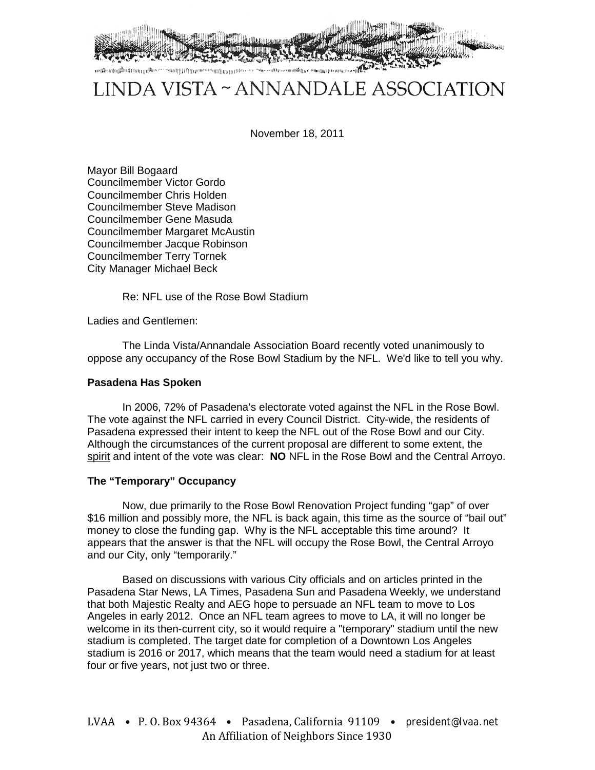# LINDA VISTA ~ ANNANDALE ASSOCIATION

November 18, 2011

Mayor Bill Bogaard
Councilmember Victor Gordo
Councilmember Chris Holden
Councilmember Steve Madison
Councilmember Gene Masuda
Councilmember Margaret McAustin
Councilmember Jacque Robinson
Councilmember Terry Tornek
City Manager Michael Beck

Re: NFL use of the Rose Bowl Stadium

Ladies and Gentlemen:

The Linda Vista/Annandale Association Board recently voted unanimously to oppose any occupancy of the Rose Bowl Stadium by the NFL. We'd like to tell you why.

**Pasadena Has Spoken**

In 2006, 72% of Pasadena's electorate voted against the NFL in the Rose Bowl. The vote against the NFL carried in every Council District. City-wide, the residents of Pasadena expressed their intent to keep the NFL out of the Rose Bowl and our City. Although the circumstances of the current proposal are different to some extent, the <u>spirit</u> and intent of the vote was clear: **NO** NFL in the Rose Bowl and the Central Arroyo.

**The "Temporary" Occupancy**

Now, due primarily to the Rose Bowl Renovation Project funding "gap" of over $16 million and possibly more, the NFL is back again, this time as the source of "bail out" money to close the funding gap. Why is the NFL acceptable this time around? It appears that the answer is that the NFL will occupy the Rose Bowl, the Central Arroyo and our City, only "temporarily."

Based on discussions with various City officials and on articles printed in the Pasadena Star News, LA Times, Pasadena Sun and Pasadena Weekly, we understand that both Majestic Realty and AEG hope to persuade an NFL team to move to Los Angeles in early 2012. Once an NFL team agrees to move to LA, it will no longer be welcome in its then-current city, so it would require a "temporary" stadium until the new stadium is completed. The target date for completion of a Downtown Los Angeles stadium is 2016 or 2017, which means that the team would need a stadium for at least four or five years, not just two or three.

LVAA • P. O. Box 94364 • Pasadena, California 91109 • president@lvaa.net
An Affiliation of Neighbors Since 1930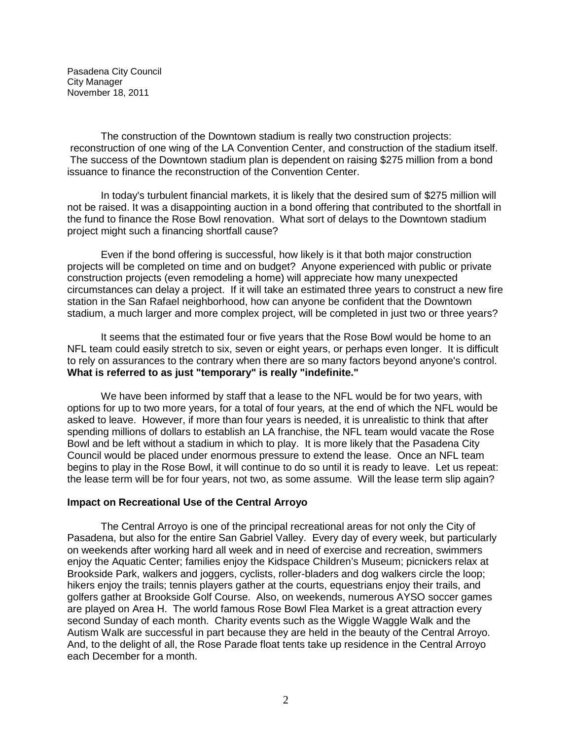Pasadena City Council
City Manager
November 18, 2011

The construction of the Downtown stadium is really two construction projects: reconstruction of one wing of the LA Convention Center, and construction of the stadium itself. The success of the Downtown stadium plan is dependent on raising $275 million from a bond issuance to finance the reconstruction of the Convention Center.

In today's turbulent financial markets, it is likely that the desired sum of $275 million will not be raised. It was a disappointing auction in a bond offering that contributed to the shortfall in the fund to finance the Rose Bowl renovation. What sort of delays to the Downtown stadium project might such a financing shortfall cause?

Even if the bond offering is successful, how likely is it that both major construction projects will be completed on time and on budget? Anyone experienced with public or private construction projects (even remodeling a home) will appreciate how many unexpected circumstances can delay a project. If it will take an estimated three years to construct a new fire station in the San Rafael neighborhood, how can anyone be confident that the Downtown stadium, a much larger and more complex project, will be completed in just two or three years?

It seems that the estimated four or five years that the Rose Bowl would be home to an NFL team could easily stretch to six, seven or eight years, or perhaps even longer. It is difficult to rely on assurances to the contrary when there are so many factors beyond anyone's control. **What is referred to as just "temporary" is really "indefinite."**

We have been informed by staff that a lease to the NFL would be for two years, with options for up to two more years, for a total of four years, at the end of which the NFL would be asked to leave. However, if more than four years is needed, it is unrealistic to think that after spending millions of dollars to establish an LA franchise, the NFL team would vacate the Rose Bowl and be left without a stadium in which to play. It is more likely that the Pasadena City Council would be placed under enormous pressure to extend the lease. Once an NFL team begins to play in the Rose Bowl, it will continue to do so until it is ready to leave. Let us repeat: the lease term will be for four years, not two, as some assume. Will the lease term slip again?

**Impact on Recreational Use of the Central Arroyo**

The Central Arroyo is one of the principal recreational areas for not only the City of Pasadena, but also for the entire San Gabriel Valley. Every day of every week, but particularly on weekends after working hard all week and in need of exercise and recreation, swimmers enjoy the Aquatic Center; families enjoy the Kidspace Children's Museum; picnickers relax at Brookside Park, walkers and joggers, cyclists, roller-bladers and dog walkers circle the loop; hikers enjoy the trails; tennis players gather at the courts, equestrians enjoy their trails, and golfers gather at Brookside Golf Course. Also, on weekends, numerous AYSO soccer games are played on Area H. The world famous Rose Bowl Flea Market is a great attraction every second Sunday of each month. Charity events such as the Wiggle Waggle Walk and the Autism Walk are successful in part because they are held in the beauty of the Central Arroyo. And, to the delight of all, the Rose Parade float tents take up residence in the Central Arroyo each December for a month.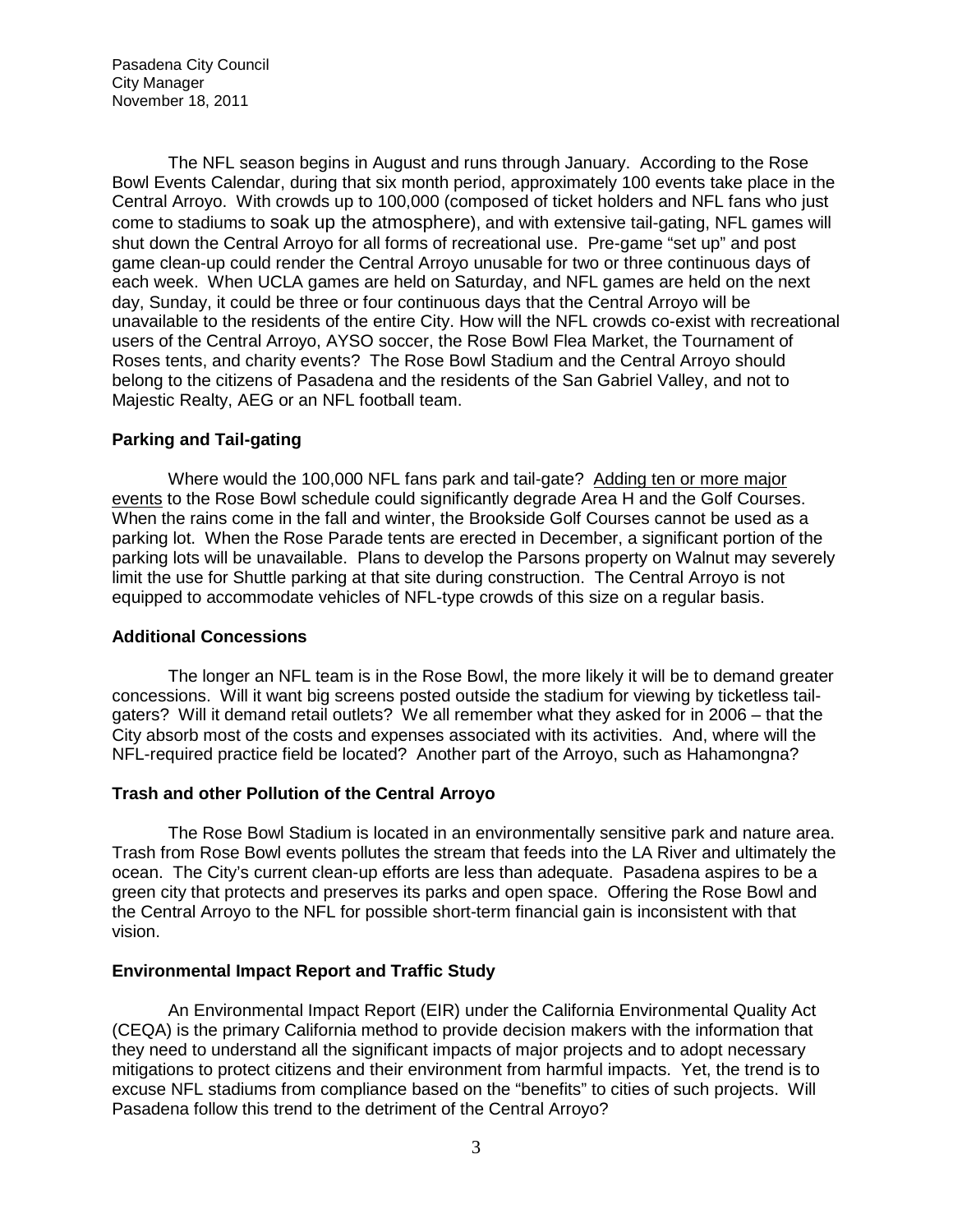The NFL season begins in August and runs through January. According to the Rose Bowl Events Calendar, during that six month period, approximately 100 events take place in the Central Arroyo. With crowds up to 100,000 (composed of ticket holders and NFL fans who just come to stadiums to soak up the atmosphere), and with extensive tail-gating, NFL games will shut down the Central Arroyo for all forms of recreational use. Pre-game "set up" and post game clean-up could render the Central Arroyo unusable for two or three continuous days of each week. When UCLA games are held on Saturday, and NFL games are held on the next day, Sunday, it could be three or four continuous days that the Central Arroyo will be unavailable to the residents of the entire City. How will the NFL crowds co-exist with recreational users of the Central Arroyo, AYSO soccer, the Rose Bowl Flea Market, the Tournament of Roses tents, and charity events? The Rose Bowl Stadium and the Central Arroyo should belong to the citizens of Pasadena and the residents of the San Gabriel Valley, and not to Majestic Realty, AEG or an NFL football team.

**Parking and Tail-gating**

Where would the 100,000 NFL fans park and tail-gate? Adding ten or more major events to the Rose Bowl schedule could significantly degrade Area H and the Golf Courses. When the rains come in the fall and winter, the Brookside Golf Courses cannot be used as a parking lot. When the Rose Parade tents are erected in December, a significant portion of the parking lots will be unavailable. Plans to develop the Parsons property on Walnut may severely limit the use for Shuttle parking at that site during construction. The Central Arroyo is not equipped to accommodate vehicles of NFL-type crowds of this size on a regular basis.

**Additional Concessions**

The longer an NFL team is in the Rose Bowl, the more likely it will be to demand greater concessions. Will it want big screens posted outside the stadium for viewing by ticketless tail-gaters? Will it demand retail outlets? We all remember what they asked for in 2006 – that the City absorb most of the costs and expenses associated with its activities. And, where will the NFL-required practice field be located? Another part of the Arroyo, such as Hahamongna?

**Trash and other Pollution of the Central Arroyo**

The Rose Bowl Stadium is located in an environmentally sensitive park and nature area. Trash from Rose Bowl events pollutes the stream that feeds into the LA River and ultimately the ocean. The City's current clean-up efforts are less than adequate. Pasadena aspires to be a green city that protects and preserves its parks and open space. Offering the Rose Bowl and the Central Arroyo to the NFL for possible short-term financial gain is inconsistent with that vision.

**Environmental Impact Report and Traffic Study**

An Environmental Impact Report (EIR) under the California Environmental Quality Act (CEQA) is the primary California method to provide decision makers with the information that they need to understand all the significant impacts of major projects and to adopt necessary mitigations to protect citizens and their environment from harmful impacts. Yet, the trend is to excuse NFL stadiums from compliance based on the "benefits" to cities of such projects. Will Pasadena follow this trend to the detriment of the Central Arroyo?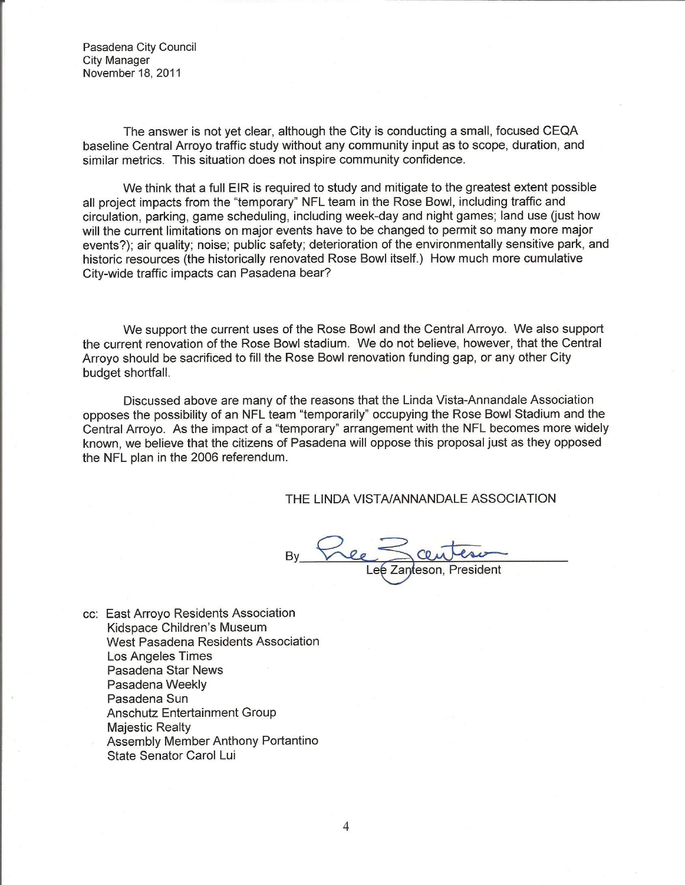Pasadena City Council
City Manager
November 18, 2011

The answer is not yet clear, although the City is conducting a small, focused CEQA baseline Central Arroyo traffic study without any community input as to scope, duration, and similar metrics. This situation does not inspire community confidence.

We think that a full EIR is required to study and mitigate to the greatest extent possible all project impacts from the "temporary" NFL team in the Rose Bowl, including traffic and circulation, parking, game scheduling, including week-day and night games; land use (just how will the current limitations on major events have to be changed to permit so many more major events?); air quality; noise; public safety; deterioration of the environmentally sensitive park, and historic resources (the historically renovated Rose Bowl itself.) How much more cumulative City-wide traffic impacts can Pasadena bear?

We support the current uses of the Rose Bowl and the Central Arroyo. We also support the current renovation of the Rose Bowl stadium. We do not believe, however, that the Central Arroyo should be sacrificed to fill the Rose Bowl renovation funding gap, or any other City budget shortfall.

Discussed above are many of the reasons that the Linda Vista-Annandale Association opposes the possibility of an NFL team "temporarily" occupying the Rose Bowl Stadium and the Central Arroyo. As the impact of a "temporary" arrangement with the NFL becomes more widely known, we believe that the citizens of Pasadena will oppose this proposal just as they opposed the NFL plan in the 2006 referendum.

THE LINDA VISTA/ANNANDALE ASSOCIATION

By ______________________
Lee Zanteson, President

cc: East Arroyo Residents Association
Kidspace Children's Museum
West Pasadena Residents Association
Los Angeles Times
Pasadena Star News
Pasadena Weekly
Pasadena Sun
Anschutz Entertainment Group
Majestic Realty
Assembly Member Anthony Portantino
State Senator Carol Lui